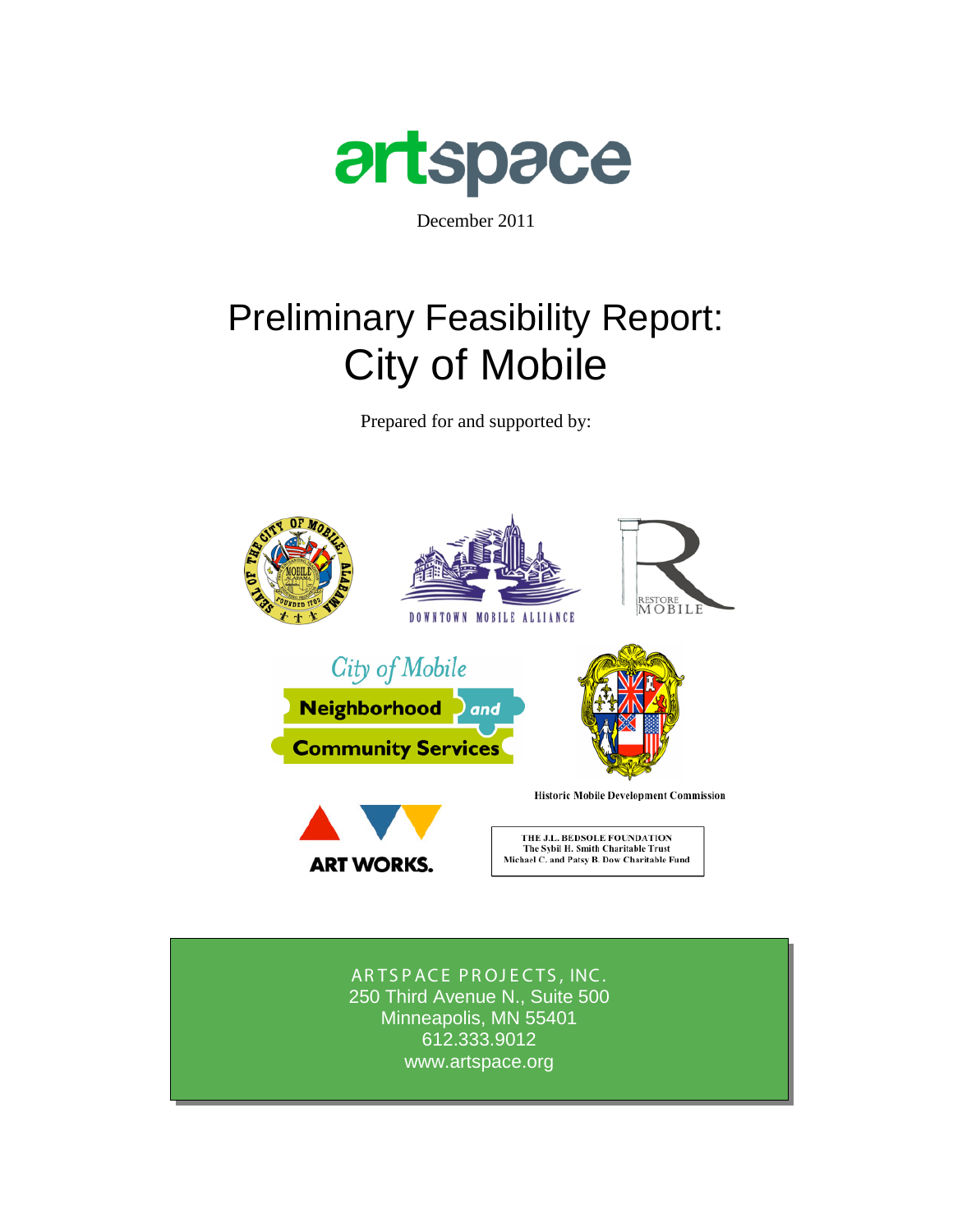artspace

December 2011

# Preliminary Feasibility Report: City of Mobile

Prepared for and supported by:

DOWNTOWN MOBILE ALLIANCE

RESTORE MOBILE

City of Mobile Neighborhood and Community Services

Historic Mobile Development Commission

ART WORKS.

THE J.L. BEDSOLE FOUNDATION
The Sybil H. Smith Charitable Trust
Michael C. and Patsy B. Dow Charitable Fund

ARTSPACE PROJECTS, INC.
250 Third Avenue N., Suite 500
Minneapolis, MN 55401
612.333.9012
www.artspace.org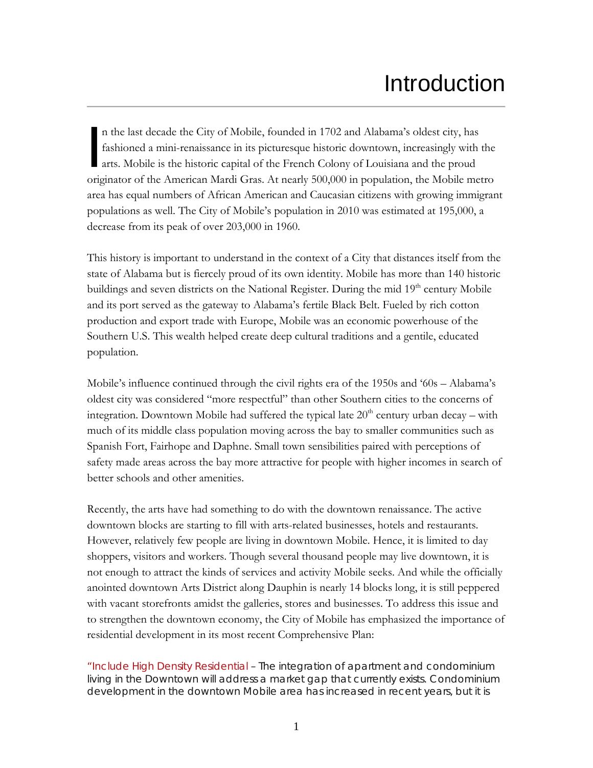# Introduction

In the last decade the City of Mobile, founded in 1702 and Alabama's oldest city, has fashioned a mini-renaissance in its picturesque historic downtown, increasingly with the arts. Mobile is the historic capital of the French Colony of Louisiana and the proud originator of the American Mardi Gras. At nearly 500,000 in population, the Mobile metro area has equal numbers of African American and Caucasian citizens with growing immigrant populations as well. The City of Mobile's population in 2010 was estimated at 195,000, a decrease from its peak of over 203,000 in 1960.

This history is important to understand in the context of a City that distances itself from the state of Alabama but is fiercely proud of its own identity. Mobile has more than 140 historic buildings and seven districts on the National Register. During the mid 19th century Mobile and its port served as the gateway to Alabama's fertile Black Belt. Fueled by rich cotton production and export trade with Europe, Mobile was an economic powerhouse of the Southern U.S. This wealth helped create deep cultural traditions and a gentile, educated population.

Mobile's influence continued through the civil rights era of the 1950s and '60s – Alabama's oldest city was considered "more respectful" than other Southern cities to the concerns of integration. Downtown Mobile had suffered the typical late 20th century urban decay – with much of its middle class population moving across the bay to smaller communities such as Spanish Fort, Fairhope and Daphne. Small town sensibilities paired with perceptions of safety made areas across the bay more attractive for people with higher incomes in search of better schools and other amenities.

Recently, the arts have had something to do with the downtown renaissance. The active downtown blocks are starting to fill with arts-related businesses, hotels and restaurants. However, relatively few people are living in downtown Mobile. Hence, it is limited to day shoppers, visitors and workers. Though several thousand people may live downtown, it is not enough to attract the kinds of services and activity Mobile seeks. And while the officially anointed downtown Arts District along Dauphin is nearly 14 blocks long, it is still peppered with vacant storefronts amidst the galleries, stores and businesses. To address this issue and to strengthen the downtown economy, the City of Mobile has emphasized the importance of residential development in its most recent Comprehensive Plan:

"Include High Density Residential – The integration of apartment and condominium living in the Downtown will address a market gap that currently exists. Condominium development in the downtown Mobile area has increased in recent years, but it is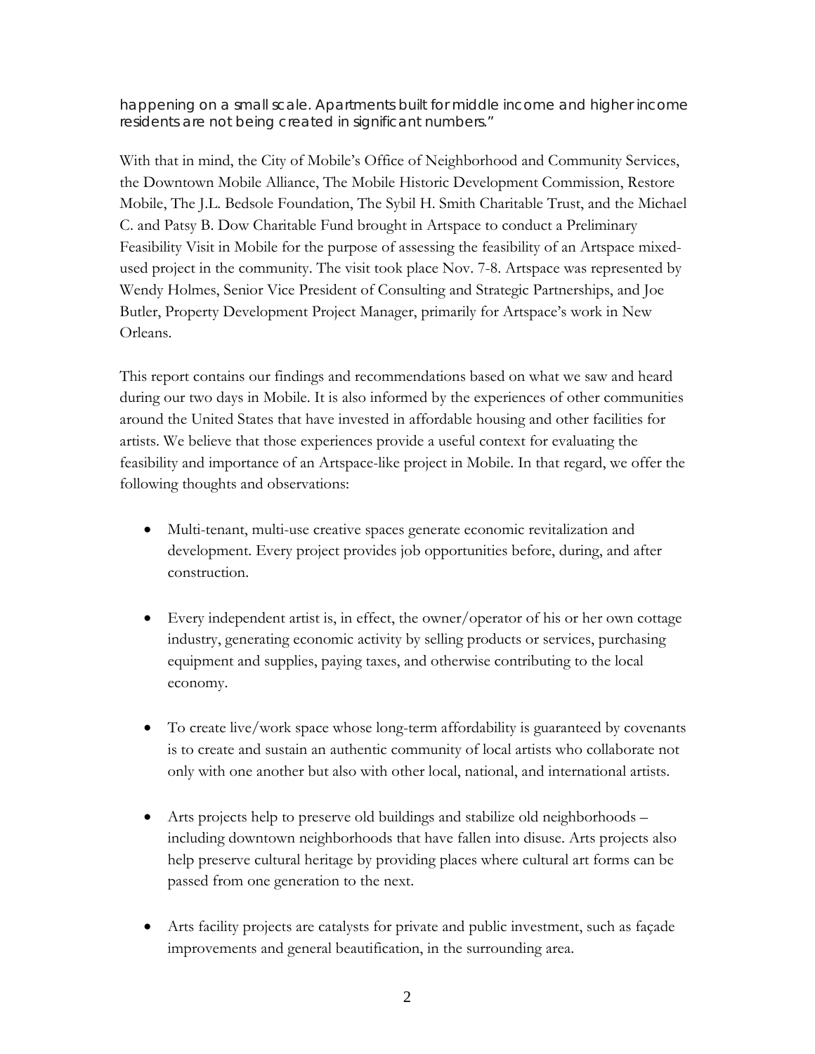happening on a small scale. Apartments built for middle income and higher income residents are not being created in significant numbers."

With that in mind, the City of Mobile's Office of Neighborhood and Community Services, the Downtown Mobile Alliance, The Mobile Historic Development Commission, Restore Mobile, The J.L. Bedsole Foundation, The Sybil H. Smith Charitable Trust, and the Michael C. and Patsy B. Dow Charitable Fund brought in Artspace to conduct a Preliminary Feasibility Visit in Mobile for the purpose of assessing the feasibility of an Artspace mixed-used project in the community. The visit took place Nov. 7-8. Artspace was represented by Wendy Holmes, Senior Vice President of Consulting and Strategic Partnerships, and Joe Butler, Property Development Project Manager, primarily for Artspace's work in New Orleans.

This report contains our findings and recommendations based on what we saw and heard during our two days in Mobile. It is also informed by the experiences of other communities around the United States that have invested in affordable housing and other facilities for artists. We believe that those experiences provide a useful context for evaluating the feasibility and importance of an Artspace-like project in Mobile. In that regard, we offer the following thoughts and observations:

- Multi-tenant, multi-use creative spaces generate economic revitalization and development. Every project provides job opportunities before, during, and after construction.

- Every independent artist is, in effect, the owner/operator of his or her own cottage industry, generating economic activity by selling products or services, purchasing equipment and supplies, paying taxes, and otherwise contributing to the local economy.

- To create live/work space whose long-term affordability is guaranteed by covenants is to create and sustain an authentic community of local artists who collaborate not only with one another but also with other local, national, and international artists.

- Arts projects help to preserve old buildings and stabilize old neighborhoods – including downtown neighborhoods that have fallen into disuse. Arts projects also help preserve cultural heritage by providing places where cultural art forms can be passed from one generation to the next.

- Arts facility projects are catalysts for private and public investment, such as façade improvements and general beautification, in the surrounding area.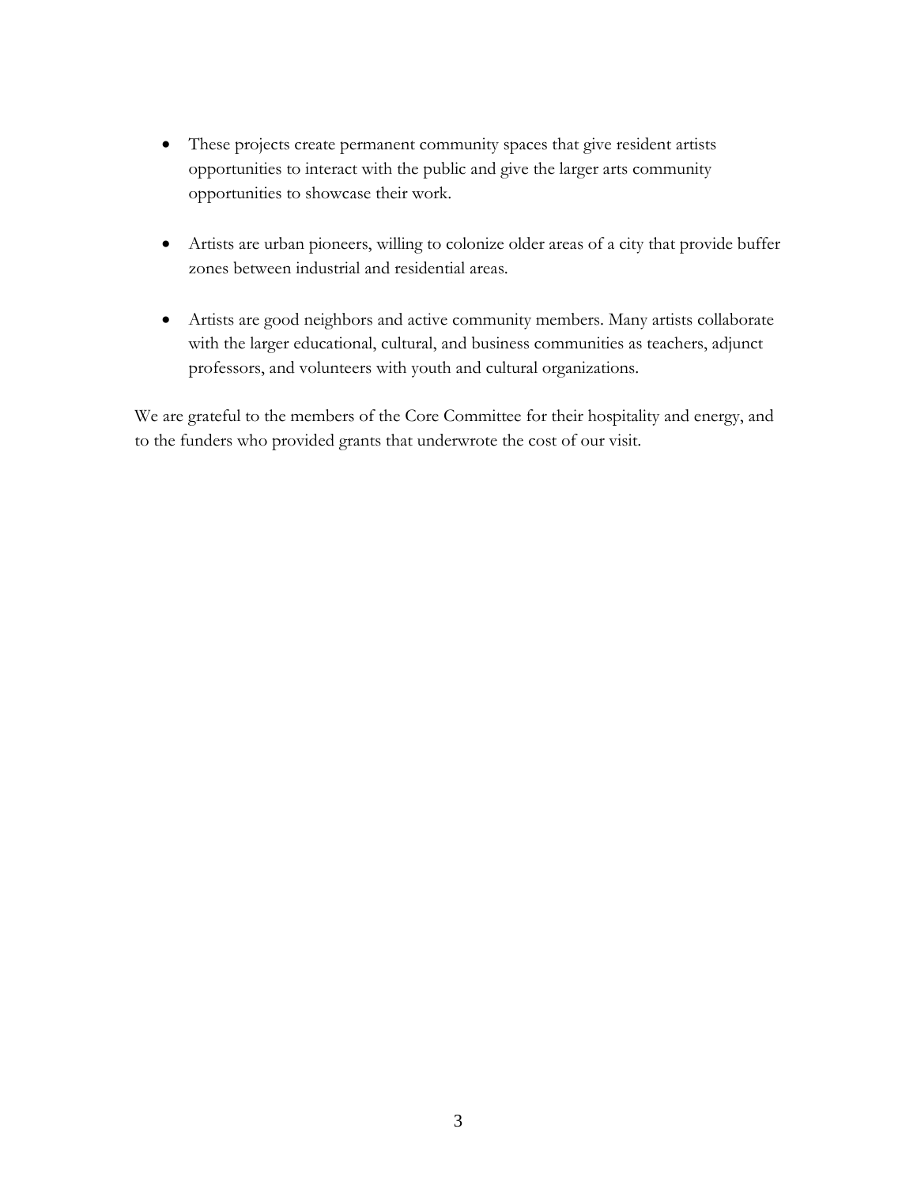- These projects create permanent community spaces that give resident artists opportunities to interact with the public and give the larger arts community opportunities to showcase their work.

- Artists are urban pioneers, willing to colonize older areas of a city that provide buffer zones between industrial and residential areas.

- Artists are good neighbors and active community members. Many artists collaborate with the larger educational, cultural, and business communities as teachers, adjunct professors, and volunteers with youth and cultural organizations.

We are grateful to the members of the Core Committee for their hospitality and energy, and to the funders who provided grants that underwrote the cost of our visit.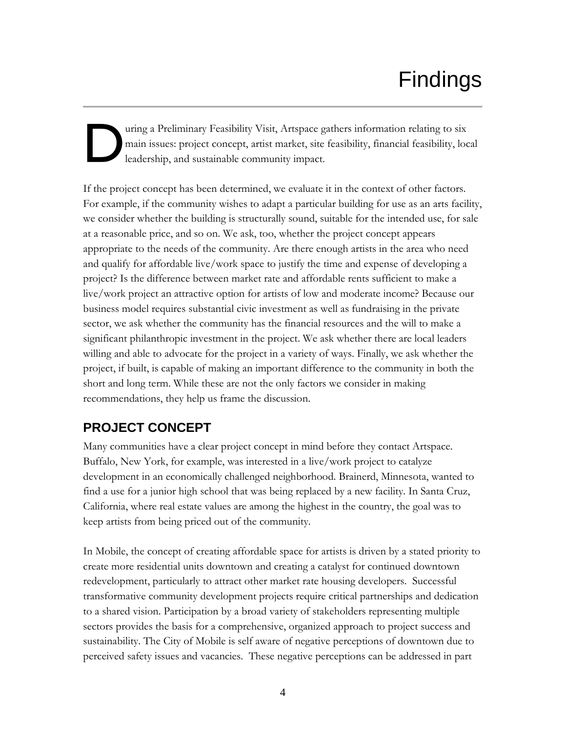# Findings

During a Preliminary Feasibility Visit, Artspace gathers information relating to six main issues: project concept, artist market, site feasibility, financial feasibility, local leadership, and sustainable community impact.

If the project concept has been determined, we evaluate it in the context of other factors. For example, if the community wishes to adapt a particular building for use as an arts facility, we consider whether the building is structurally sound, suitable for the intended use, for sale at a reasonable price, and so on. We ask, too, whether the project concept appears appropriate to the needs of the community. Are there enough artists in the area who need and qualify for affordable live/work space to justify the time and expense of developing a project? Is the difference between market rate and affordable rents sufficient to make a live/work project an attractive option for artists of low and moderate income? Because our business model requires substantial civic investment as well as fundraising in the private sector, we ask whether the community has the financial resources and the will to make a significant philanthropic investment in the project. We ask whether there are local leaders willing and able to advocate for the project in a variety of ways. Finally, we ask whether the project, if built, is capable of making an important difference to the community in both the short and long term. While these are not the only factors we consider in making recommendations, they help us frame the discussion.

## PROJECT CONCEPT

Many communities have a clear project concept in mind before they contact Artspace. Buffalo, New York, for example, was interested in a live/work project to catalyze development in an economically challenged neighborhood. Brainerd, Minnesota, wanted to find a use for a junior high school that was being replaced by a new facility. In Santa Cruz, California, where real estate values are among the highest in the country, the goal was to keep artists from being priced out of the community.

In Mobile, the concept of creating affordable space for artists is driven by a stated priority to create more residential units downtown and creating a catalyst for continued downtown redevelopment, particularly to attract other market rate housing developers. Successful transformative community development projects require critical partnerships and dedication to a shared vision. Participation by a broad variety of stakeholders representing multiple sectors provides the basis for a comprehensive, organized approach to project success and sustainability. The City of Mobile is self aware of negative perceptions of downtown due to perceived safety issues and vacancies. These negative perceptions can be addressed in part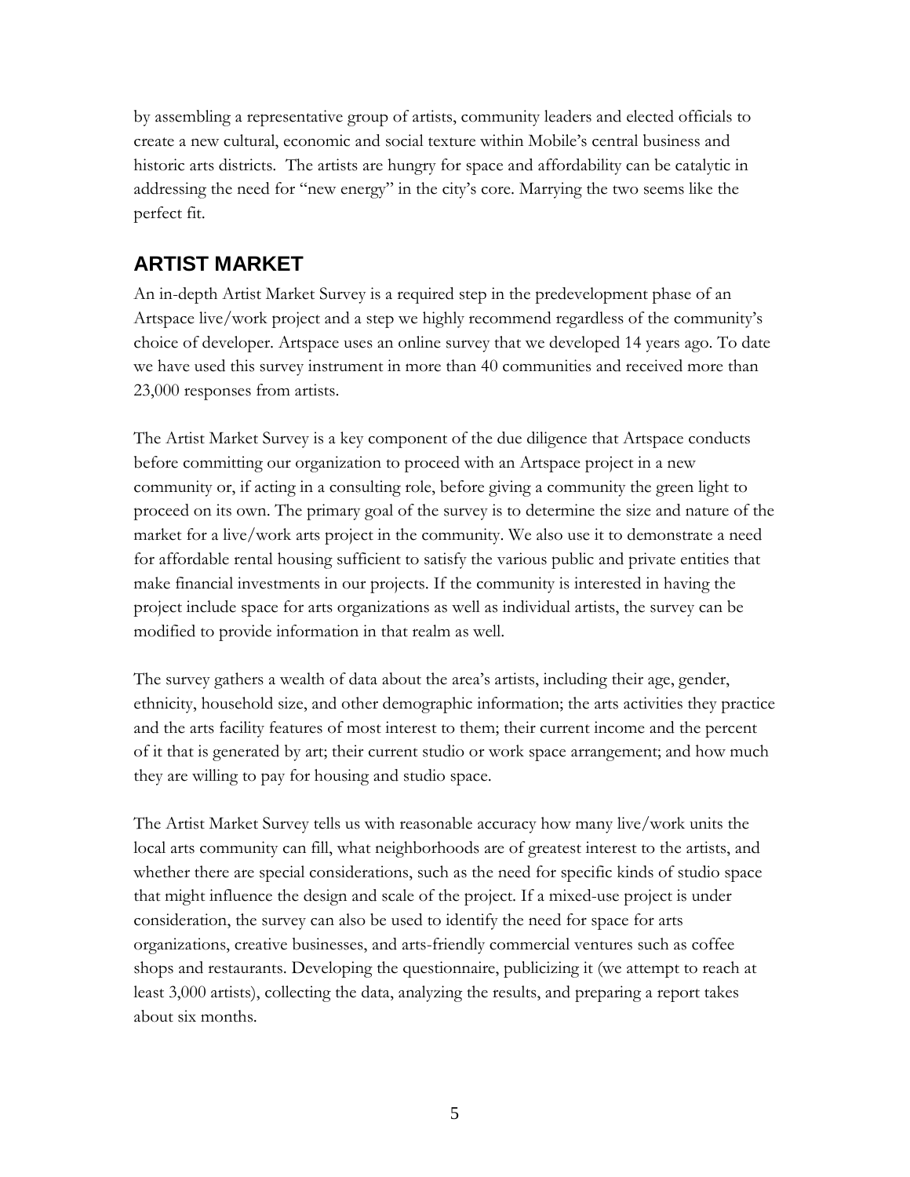by assembling a representative group of artists, community leaders and elected officials to create a new cultural, economic and social texture within Mobile's central business and historic arts districts. The artists are hungry for space and affordability can be catalytic in addressing the need for "new energy" in the city's core. Marrying the two seems like the perfect fit.

## ARTIST MARKET

An in-depth Artist Market Survey is a required step in the predevelopment phase of an Artspace live/work project and a step we highly recommend regardless of the community's choice of developer. Artspace uses an online survey that we developed 14 years ago. To date we have used this survey instrument in more than 40 communities and received more than 23,000 responses from artists.

The Artist Market Survey is a key component of the due diligence that Artspace conducts before committing our organization to proceed with an Artspace project in a new community or, if acting in a consulting role, before giving a community the green light to proceed on its own. The primary goal of the survey is to determine the size and nature of the market for a live/work arts project in the community. We also use it to demonstrate a need for affordable rental housing sufficient to satisfy the various public and private entities that make financial investments in our projects. If the community is interested in having the project include space for arts organizations as well as individual artists, the survey can be modified to provide information in that realm as well.

The survey gathers a wealth of data about the area's artists, including their age, gender, ethnicity, household size, and other demographic information; the arts activities they practice and the arts facility features of most interest to them; their current income and the percent of it that is generated by art; their current studio or work space arrangement; and how much they are willing to pay for housing and studio space.

The Artist Market Survey tells us with reasonable accuracy how many live/work units the local arts community can fill, what neighborhoods are of greatest interest to the artists, and whether there are special considerations, such as the need for specific kinds of studio space that might influence the design and scale of the project. If a mixed-use project is under consideration, the survey can also be used to identify the need for space for arts organizations, creative businesses, and arts-friendly commercial ventures such as coffee shops and restaurants. Developing the questionnaire, publicizing it (we attempt to reach at least 3,000 artists), collecting the data, analyzing the results, and preparing a report takes about six months.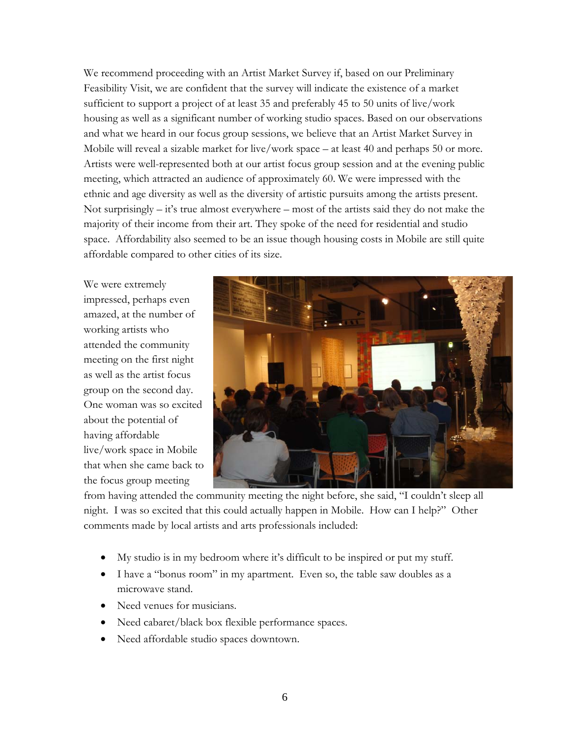We recommend proceeding with an Artist Market Survey if, based on our Preliminary Feasibility Visit, we are confident that the survey will indicate the existence of a market sufficient to support a project of at least 35 and preferably 45 to 50 units of live/work housing as well as a significant number of working studio spaces. Based on our observations and what we heard in our focus group sessions, we believe that an Artist Market Survey in Mobile will reveal a sizable market for live/work space – at least 40 and perhaps 50 or more. Artists were well-represented both at our artist focus group session and at the evening public meeting, which attracted an audience of approximately 60. We were impressed with the ethnic and age diversity as well as the diversity of artistic pursuits among the artists present. Not surprisingly – it's true almost everywhere – most of the artists said they do not make the majority of their income from their art. They spoke of the need for residential and studio space. Affordability also seemed to be an issue though housing costs in Mobile are still quite affordable compared to other cities of its size.

We were extremely impressed, perhaps even amazed, at the number of working artists who attended the community meeting on the first night as well as the artist focus group on the second day. One woman was so excited about the potential of having affordable live/work space in Mobile that when she came back to the focus group meeting from having attended the community meeting the night before, she said, "I couldn't sleep all night. I was so excited that this could actually happen in Mobile. How can I help?" Other comments made by local artists and arts professionals included:

- My studio is in my bedroom where it's difficult to be inspired or put my stuff.
- I have a "bonus room" in my apartment. Even so, the table saw doubles as a microwave stand.
- Need venues for musicians.
- Need cabaret/black box flexible performance spaces.
- Need affordable studio spaces downtown.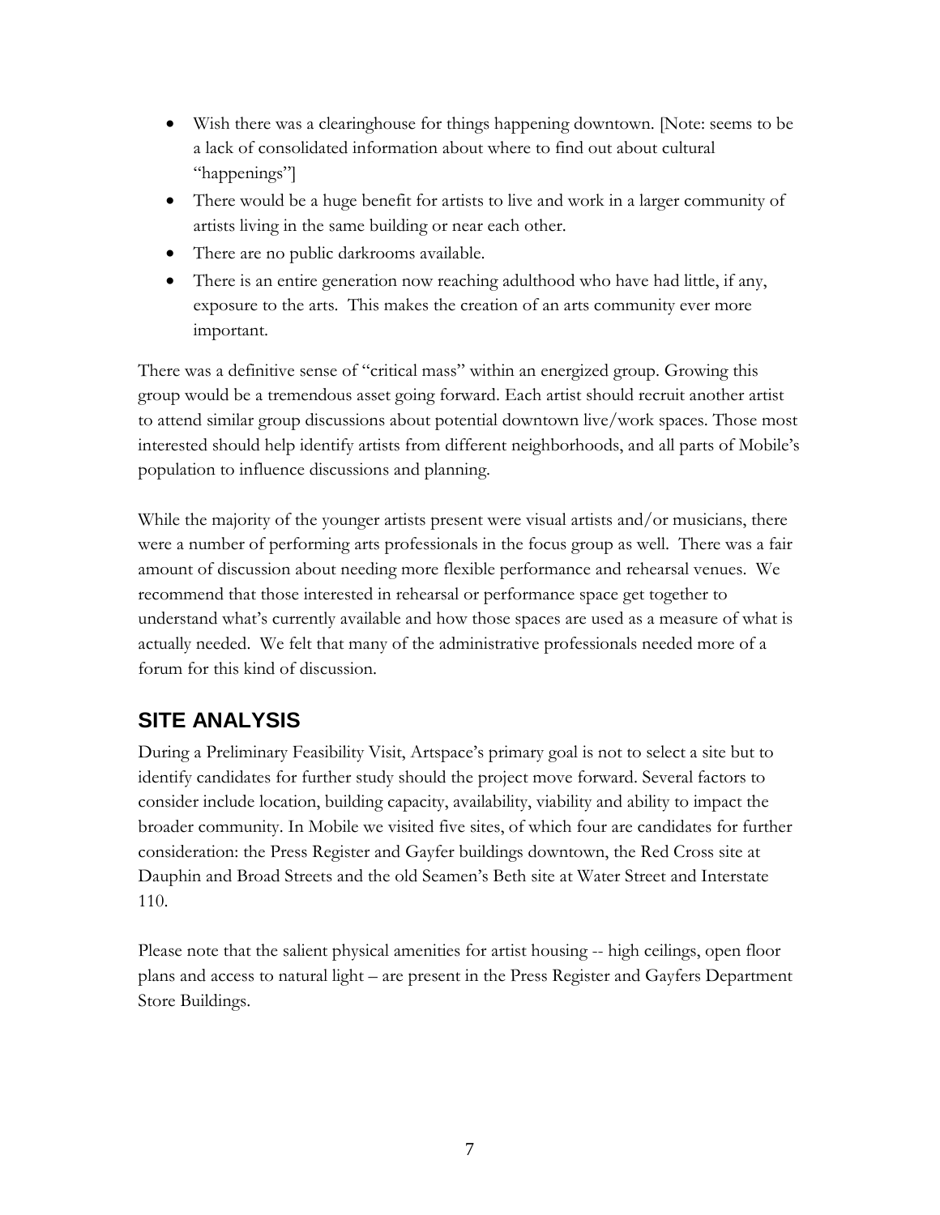- Wish there was a clearinghouse for things happening downtown. [Note: seems to be a lack of consolidated information about where to find out about cultural "happenings"]
- There would be a huge benefit for artists to live and work in a larger community of artists living in the same building or near each other.
- There are no public darkrooms available.
- There is an entire generation now reaching adulthood who have had little, if any, exposure to the arts. This makes the creation of an arts community ever more important.

There was a definitive sense of "critical mass" within an energized group. Growing this group would be a tremendous asset going forward. Each artist should recruit another artist to attend similar group discussions about potential downtown live/work spaces. Those most interested should help identify artists from different neighborhoods, and all parts of Mobile's population to influence discussions and planning.

While the majority of the younger artists present were visual artists and/or musicians, there were a number of performing arts professionals in the focus group as well. There was a fair amount of discussion about needing more flexible performance and rehearsal venues. We recommend that those interested in rehearsal or performance space get together to understand what's currently available and how those spaces are used as a measure of what is actually needed. We felt that many of the administrative professionals needed more of a forum for this kind of discussion.

## SITE ANALYSIS

During a Preliminary Feasibility Visit, Artspace's primary goal is not to select a site but to identify candidates for further study should the project move forward. Several factors to consider include location, building capacity, availability, viability and ability to impact the broader community. In Mobile we visited five sites, of which four are candidates for further consideration: the Press Register and Gayfer buildings downtown, the Red Cross site at Dauphin and Broad Streets and the old Seamen's Beth site at Water Street and Interstate 110.

Please note that the salient physical amenities for artist housing -- high ceilings, open floor plans and access to natural light – are present in the Press Register and Gayfers Department Store Buildings.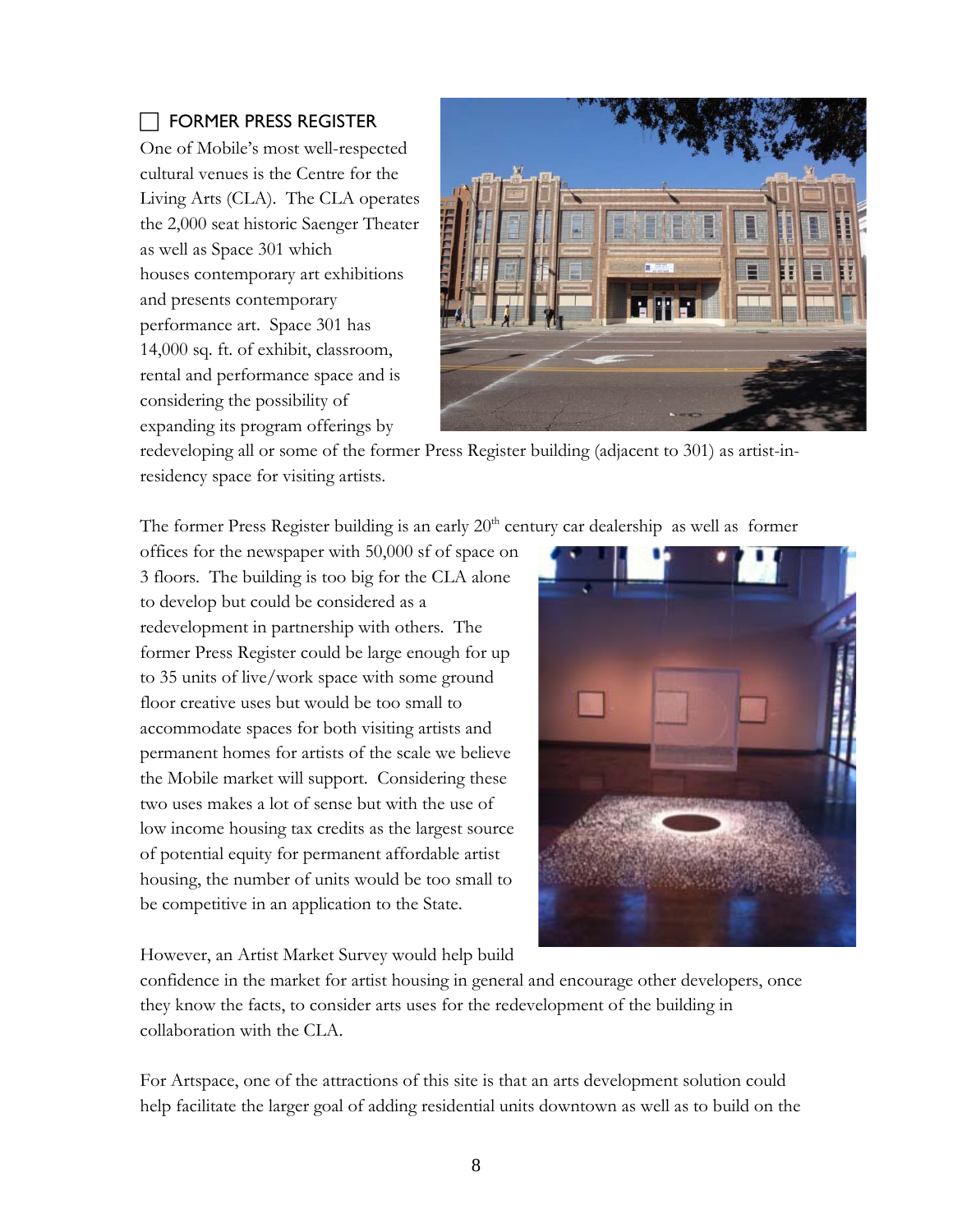## ☐ FORMER PRESS REGISTER

One of Mobile's most well-respected cultural venues is the Centre for the Living Arts (CLA). The CLA operates the 2,000 seat historic Saenger Theater as well as Space 301 which houses contemporary art exhibitions and presents contemporary performance art. Space 301 has 14,000 sq. ft. of exhibit, classroom, rental and performance space and is considering the possibility of expanding its program offerings by redeveloping all or some of the former Press Register building (adjacent to 301) as artist-in-residency space for visiting artists.

The former Press Register building is an early 20th century car dealership as well as former offices for the newspaper with 50,000 sf of space on 3 floors. The building is too big for the CLA alone to develop but could be considered as a redevelopment in partnership with others. The former Press Register could be large enough for up to 35 units of live/work space with some ground floor creative uses but would be too small to accommodate spaces for both visiting artists and permanent homes for artists of the scale we believe the Mobile market will support. Considering these two uses makes a lot of sense but with the use of low income housing tax credits as the largest source of potential equity for permanent affordable artist housing, the number of units would be too small to be competitive in an application to the State.

However, an Artist Market Survey would help build confidence in the market for artist housing in general and encourage other developers, once they know the facts, to consider arts uses for the redevelopment of the building in collaboration with the CLA.

For Artspace, one of the attractions of this site is that an arts development solution could help facilitate the larger goal of adding residential units downtown as well as to build on the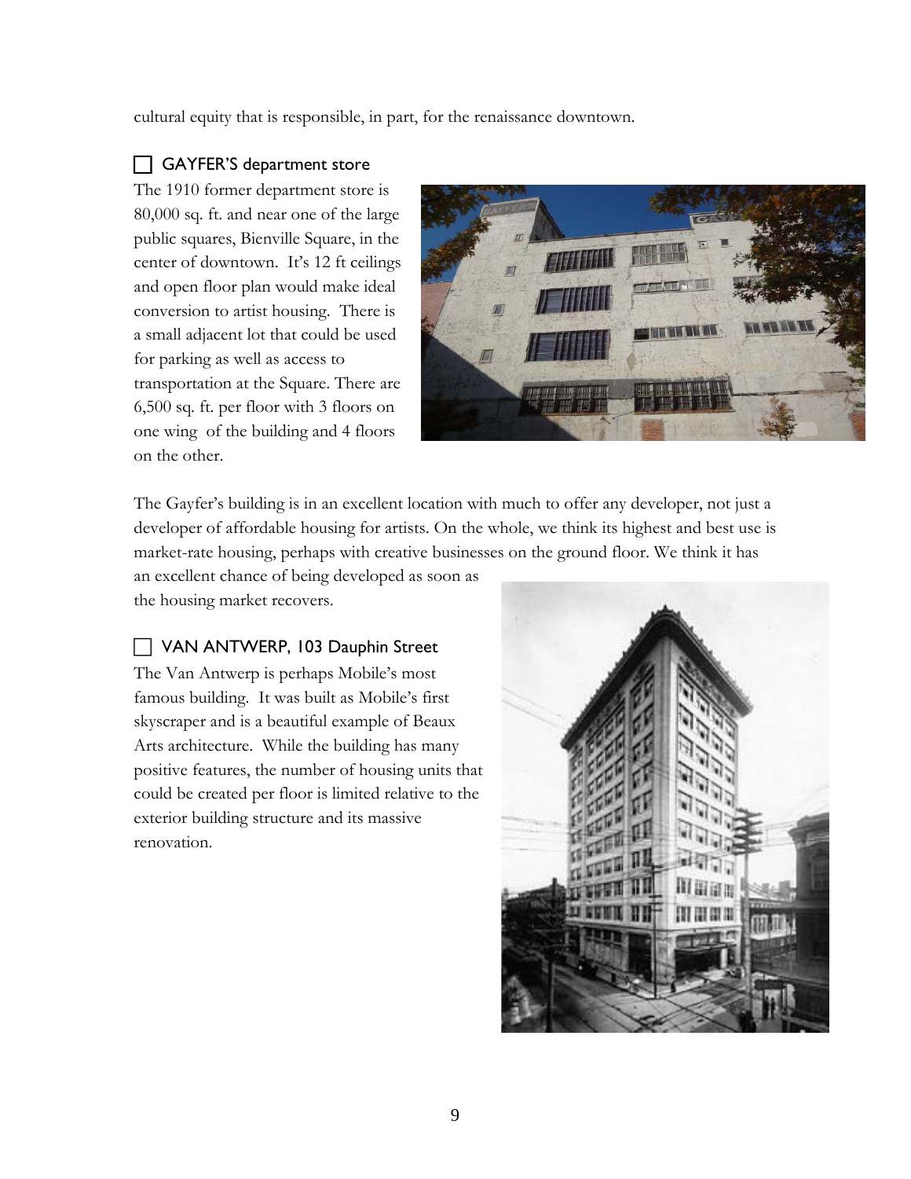cultural equity that is responsible, in part, for the renaissance downtown.

### ☐ GAYFER'S department store

The 1910 former department store is 80,000 sq. ft. and near one of the large public squares, Bienville Square, in the center of downtown. It's 12 ft ceilings and open floor plan would make ideal conversion to artist housing. There is a small adjacent lot that could be used for parking as well as access to transportation at the Square. There are 6,500 sq. ft. per floor with 3 floors on one wing of the building and 4 floors on the other.

The Gayfer's building is in an excellent location with much to offer any developer, not just a developer of affordable housing for artists. On the whole, we think its highest and best use is market-rate housing, perhaps with creative businesses on the ground floor. We think it has an excellent chance of being developed as soon as the housing market recovers.

### ☐ VAN ANTWERP, 103 Dauphin Street

The Van Antwerp is perhaps Mobile's most famous building. It was built as Mobile's first skyscraper and is a beautiful example of Beaux Arts architecture. While the building has many positive features, the number of housing units that could be created per floor is limited relative to the exterior building structure and its massive renovation.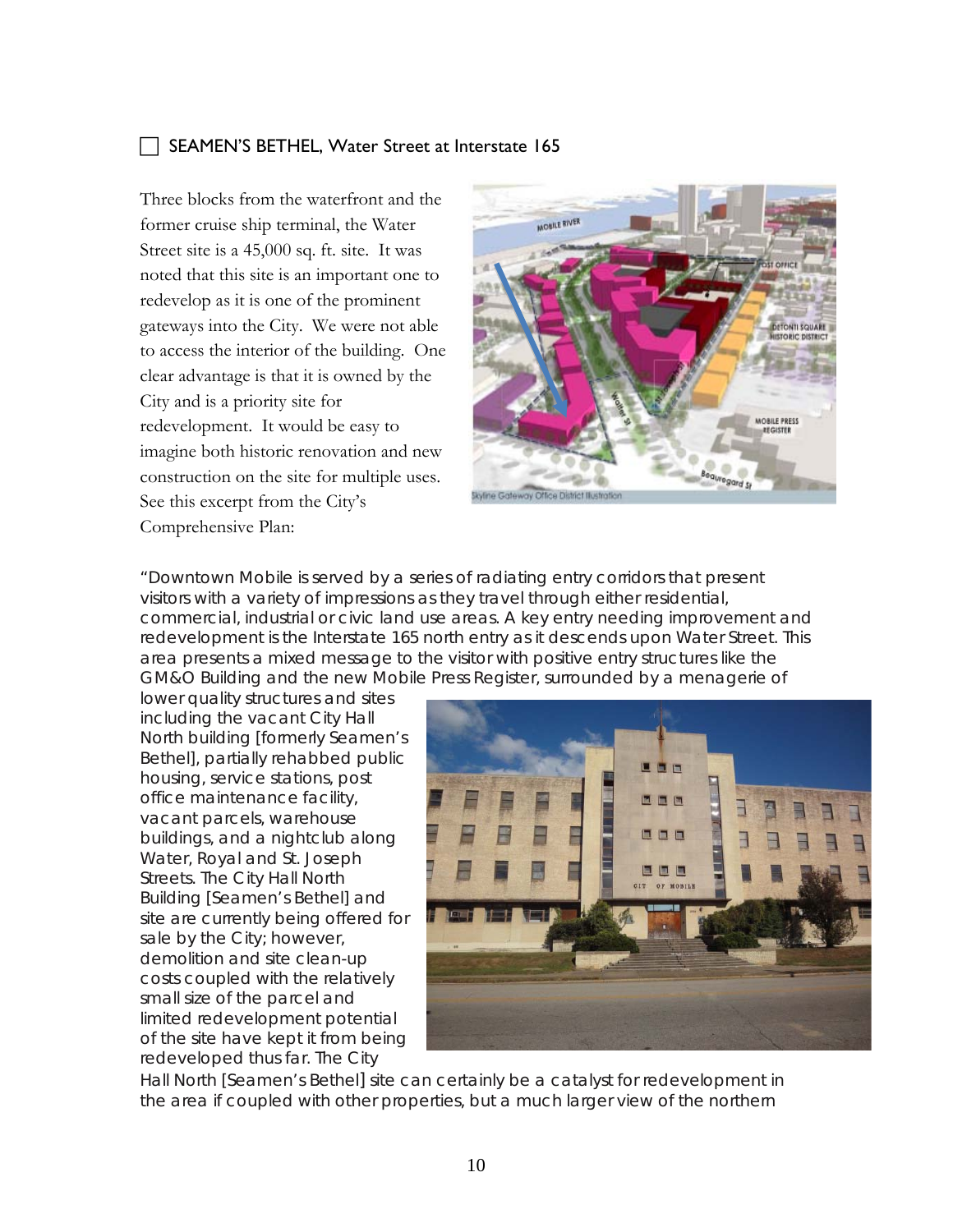☐ SEAMEN'S BETHEL, Water Street at Interstate 165

Three blocks from the waterfront and the former cruise ship terminal, the Water Street site is a 45,000 sq. ft. site. It was noted that this site is an important one to redevelop as it is one of the prominent gateways into the City. We were not able to access the interior of the building. One clear advantage is that it is owned by the City and is a priority site for redevelopment. It would be easy to imagine both historic renovation and new construction on the site for multiple uses. See this excerpt from the City's Comprehensive Plan:

"Downtown Mobile is served by a series of radiating entry corridors that present visitors with a variety of impressions as they travel through either residential, commercial, industrial or civic land use areas. A key entry needing improvement and redevelopment is the Interstate 165 north entry as it descends upon Water Street. This area presents a mixed message to the visitor with positive entry structures like the GM&O Building and the new Mobile Press Register, surrounded by a menagerie of lower quality structures and sites including the vacant City Hall North building [formerly Seamen's Bethel], partially rehabbed public housing, service stations, post office maintenance facility, vacant parcels, warehouse buildings, and a nightclub along Water, Royal and St. Joseph Streets. The City Hall North Building [Seamen's Bethel] and site are currently being offered for sale by the City; however, demolition and site clean-up costs coupled with the relatively small size of the parcel and limited redevelopment potential of the site have kept it from being redeveloped thus far. The City Hall North [Seamen's Bethel] site can certainly be a catalyst for redevelopment in the area if coupled with other properties, but a much larger view of the northern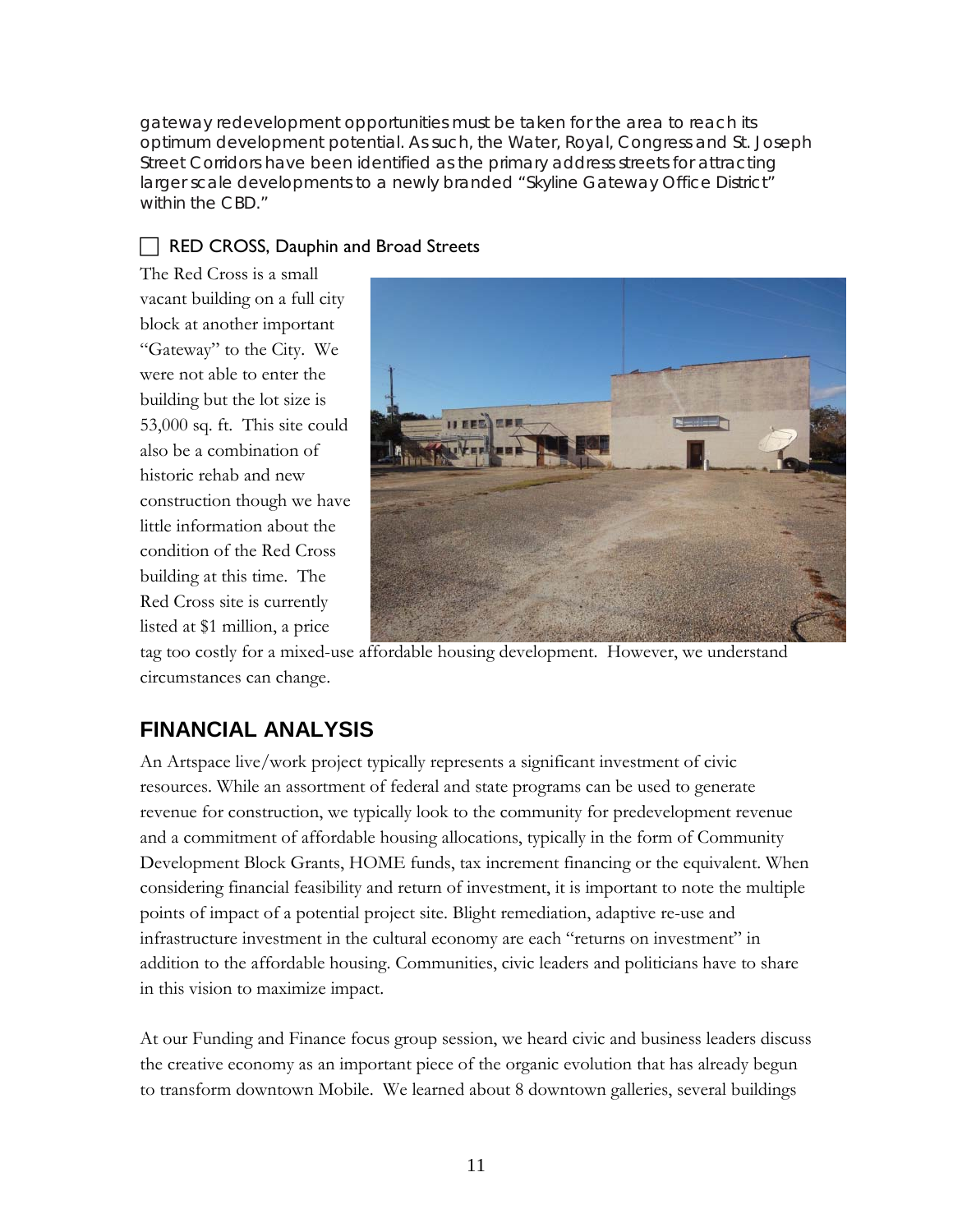gateway redevelopment opportunities must be taken for the area to reach its optimum development potential. As such, the Water, Royal, Congress and St. Joseph Street Corridors have been identified as the primary address streets for attracting larger scale developments to a newly branded "Skyline Gateway Office District" within the CBD."

☐ RED CROSS, Dauphin and Broad Streets

The Red Cross is a small vacant building on a full city block at another important "Gateway" to the City. We were not able to enter the building but the lot size is 53,000 sq. ft. This site could also be a combination of historic rehab and new construction though we have little information about the condition of the Red Cross building at this time. The Red Cross site is currently listed at $1 million, a price tag too costly for a mixed-use affordable housing development. However, we understand circumstances can change.

## FINANCIAL ANALYSIS

An Artspace live/work project typically represents a significant investment of civic resources. While an assortment of federal and state programs can be used to generate revenue for construction, we typically look to the community for predevelopment revenue and a commitment of affordable housing allocations, typically in the form of Community Development Block Grants, HOME funds, tax increment financing or the equivalent. When considering financial feasibility and return of investment, it is important to note the multiple points of impact of a potential project site. Blight remediation, adaptive re-use and infrastructure investment in the cultural economy are each "returns on investment" in addition to the affordable housing. Communities, civic leaders and politicians have to share in this vision to maximize impact.

At our Funding and Finance focus group session, we heard civic and business leaders discuss the creative economy as an important piece of the organic evolution that has already begun to transform downtown Mobile. We learned about 8 downtown galleries, several buildings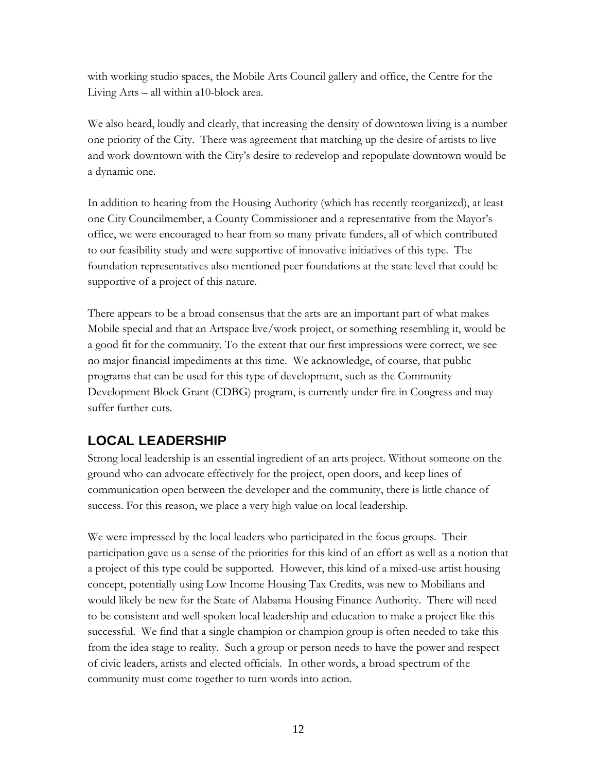with working studio spaces, the Mobile Arts Council gallery and office, the Centre for the Living Arts – all within a10-block area.

We also heard, loudly and clearly, that increasing the density of downtown living is a number one priority of the City. There was agreement that matching up the desire of artists to live and work downtown with the City's desire to redevelop and repopulate downtown would be a dynamic one.

In addition to hearing from the Housing Authority (which has recently reorganized), at least one City Councilmember, a County Commissioner and a representative from the Mayor's office, we were encouraged to hear from so many private funders, all of which contributed to our feasibility study and were supportive of innovative initiatives of this type. The foundation representatives also mentioned peer foundations at the state level that could be supportive of a project of this nature.

There appears to be a broad consensus that the arts are an important part of what makes Mobile special and that an Artspace live/work project, or something resembling it, would be a good fit for the community. To the extent that our first impressions were correct, we see no major financial impediments at this time. We acknowledge, of course, that public programs that can be used for this type of development, such as the Community Development Block Grant (CDBG) program, is currently under fire in Congress and may suffer further cuts.

## LOCAL LEADERSHIP

Strong local leadership is an essential ingredient of an arts project. Without someone on the ground who can advocate effectively for the project, open doors, and keep lines of communication open between the developer and the community, there is little chance of success. For this reason, we place a very high value on local leadership.

We were impressed by the local leaders who participated in the focus groups. Their participation gave us a sense of the priorities for this kind of an effort as well as a notion that a project of this type could be supported. However, this kind of a mixed-use artist housing concept, potentially using Low Income Housing Tax Credits, was new to Mobilians and would likely be new for the State of Alabama Housing Finance Authority. There will need to be consistent and well-spoken local leadership and education to make a project like this successful. We find that a single champion or champion group is often needed to take this from the idea stage to reality. Such a group or person needs to have the power and respect of civic leaders, artists and elected officials. In other words, a broad spectrum of the community must come together to turn words into action.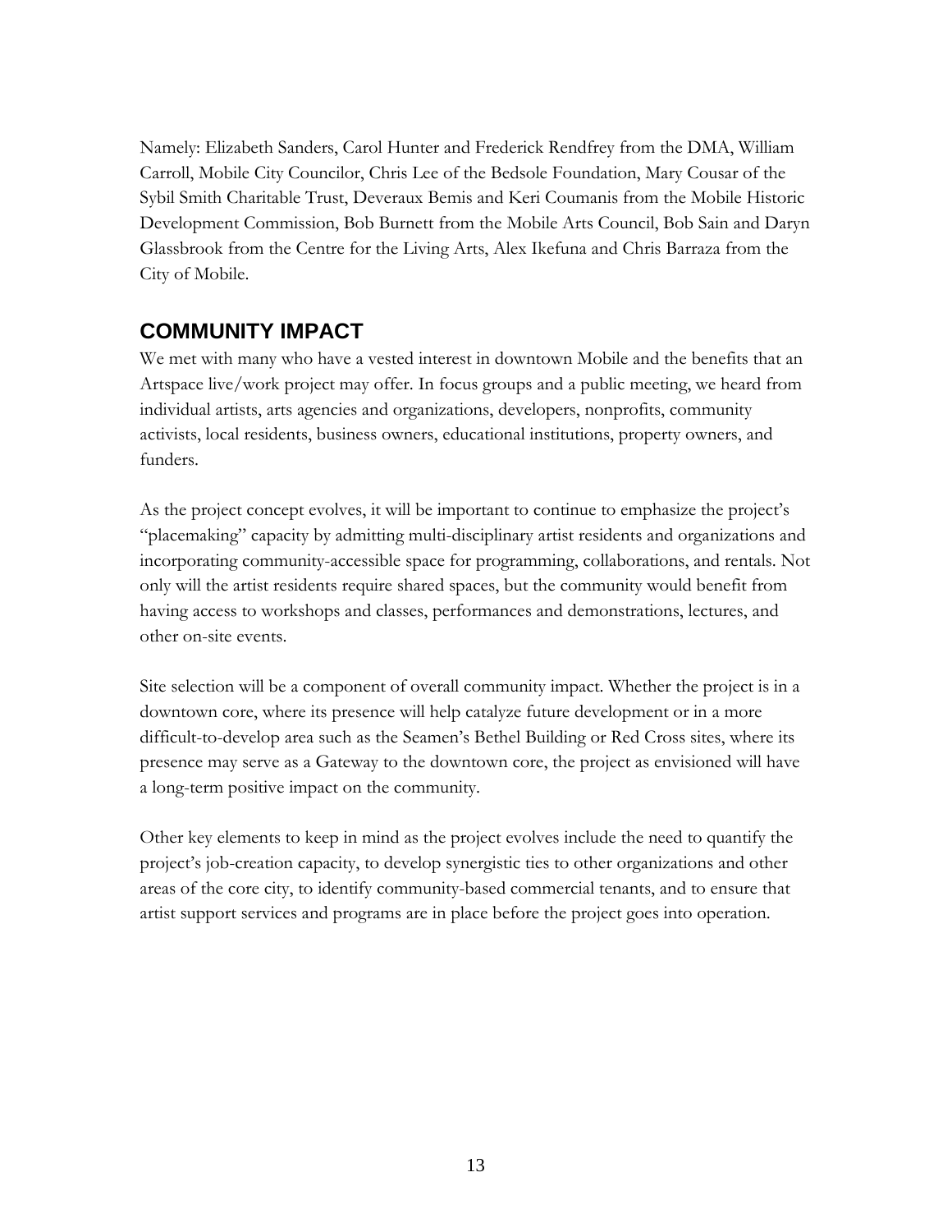Namely: Elizabeth Sanders, Carol Hunter and Frederick Rendfrey from the DMA, William Carroll, Mobile City Councilor, Chris Lee of the Bedsole Foundation, Mary Cousar of the Sybil Smith Charitable Trust, Deveraux Bemis and Keri Coumanis from the Mobile Historic Development Commission, Bob Burnett from the Mobile Arts Council, Bob Sain and Daryn Glassbrook from the Centre for the Living Arts, Alex Ikefuna and Chris Barraza from the City of Mobile.

## COMMUNITY IMPACT

We met with many who have a vested interest in downtown Mobile and the benefits that an Artspace live/work project may offer. In focus groups and a public meeting, we heard from individual artists, arts agencies and organizations, developers, nonprofits, community activists, local residents, business owners, educational institutions, property owners, and funders.

As the project concept evolves, it will be important to continue to emphasize the project's "placemaking" capacity by admitting multi-disciplinary artist residents and organizations and incorporating community-accessible space for programming, collaborations, and rentals. Not only will the artist residents require shared spaces, but the community would benefit from having access to workshops and classes, performances and demonstrations, lectures, and other on-site events.

Site selection will be a component of overall community impact. Whether the project is in a downtown core, where its presence will help catalyze future development or in a more difficult-to-develop area such as the Seamen's Bethel Building or Red Cross sites, where its presence may serve as a Gateway to the downtown core, the project as envisioned will have a long-term positive impact on the community.

Other key elements to keep in mind as the project evolves include the need to quantify the project's job-creation capacity, to develop synergistic ties to other organizations and other areas of the core city, to identify community-based commercial tenants, and to ensure that artist support services and programs are in place before the project goes into operation.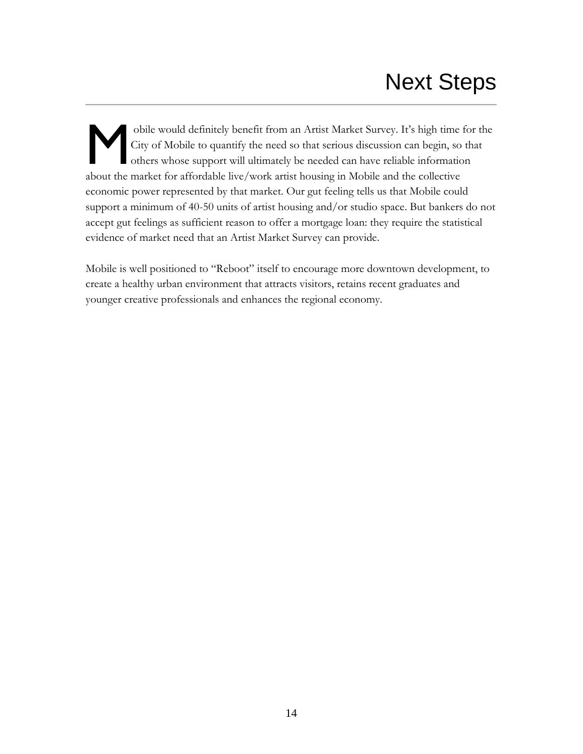# Next Steps

Mobile would definitely benefit from an Artist Market Survey. It's high time for the City of Mobile to quantify the need so that serious discussion can begin, so that others whose support will ultimately be needed can have reliable information about the market for affordable live/work artist housing in Mobile and the collective economic power represented by that market. Our gut feeling tells us that Mobile could support a minimum of 40-50 units of artist housing and/or studio space. But bankers do not accept gut feelings as sufficient reason to offer a mortgage loan: they require the statistical evidence of market need that an Artist Market Survey can provide.

Mobile is well positioned to "Reboot" itself to encourage more downtown development, to create a healthy urban environment that attracts visitors, retains recent graduates and younger creative professionals and enhances the regional economy.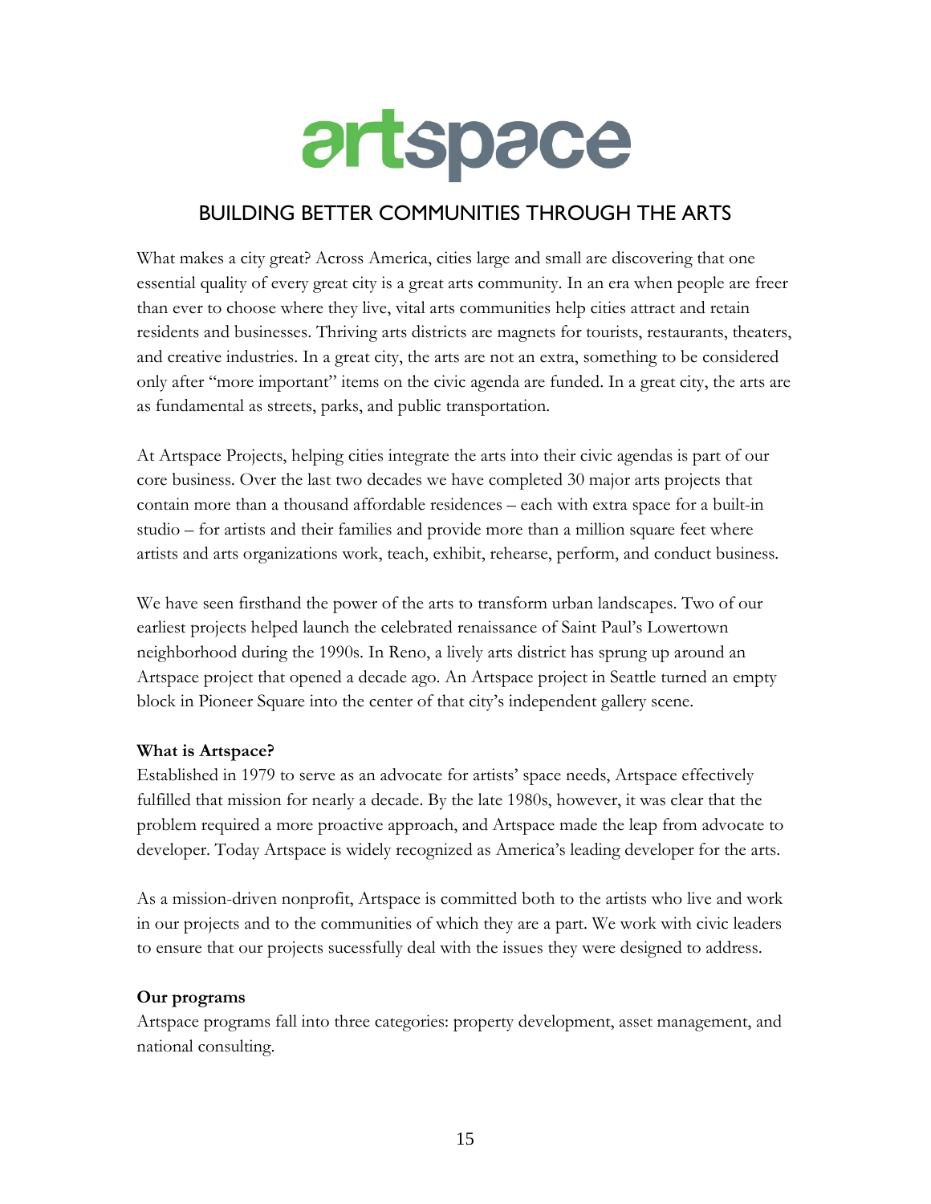# artspace

## BUILDING BETTER COMMUNITIES THROUGH THE ARTS

What makes a city great? Across America, cities large and small are discovering that one essential quality of every great city is a great arts community. In an era when people are freer than ever to choose where they live, vital arts communities help cities attract and retain residents and businesses. Thriving arts districts are magnets for tourists, restaurants, theaters, and creative industries. In a great city, the arts are not an extra, something to be considered only after "more important" items on the civic agenda are funded. In a great city, the arts are as fundamental as streets, parks, and public transportation.

At Artspace Projects, helping cities integrate the arts into their civic agendas is part of our core business. Over the last two decades we have completed 30 major arts projects that contain more than a thousand affordable residences – each with extra space for a built-in studio – for artists and their families and provide more than a million square feet where artists and arts organizations work, teach, exhibit, rehearse, perform, and conduct business.

We have seen firsthand the power of the arts to transform urban landscapes. Two of our earliest projects helped launch the celebrated renaissance of Saint Paul's Lowertown neighborhood during the 1990s. In Reno, a lively arts district has sprung up around an Artspace project that opened a decade ago. An Artspace project in Seattle turned an empty block in Pioneer Square into the center of that city's independent gallery scene.

**What is Artspace?**
Established in 1979 to serve as an advocate for artists' space needs, Artspace effectively fulfilled that mission for nearly a decade. By the late 1980s, however, it was clear that the problem required a more proactive approach, and Artspace made the leap from advocate to developer. Today Artspace is widely recognized as America's leading developer for the arts.

As a mission-driven nonprofit, Artspace is committed both to the artists who live and work in our projects and to the communities of which they are a part. We work with civic leaders to ensure that our projects sucessfully deal with the issues they were designed to address.

**Our programs**
Artspace programs fall into three categories: property development, asset management, and national consulting.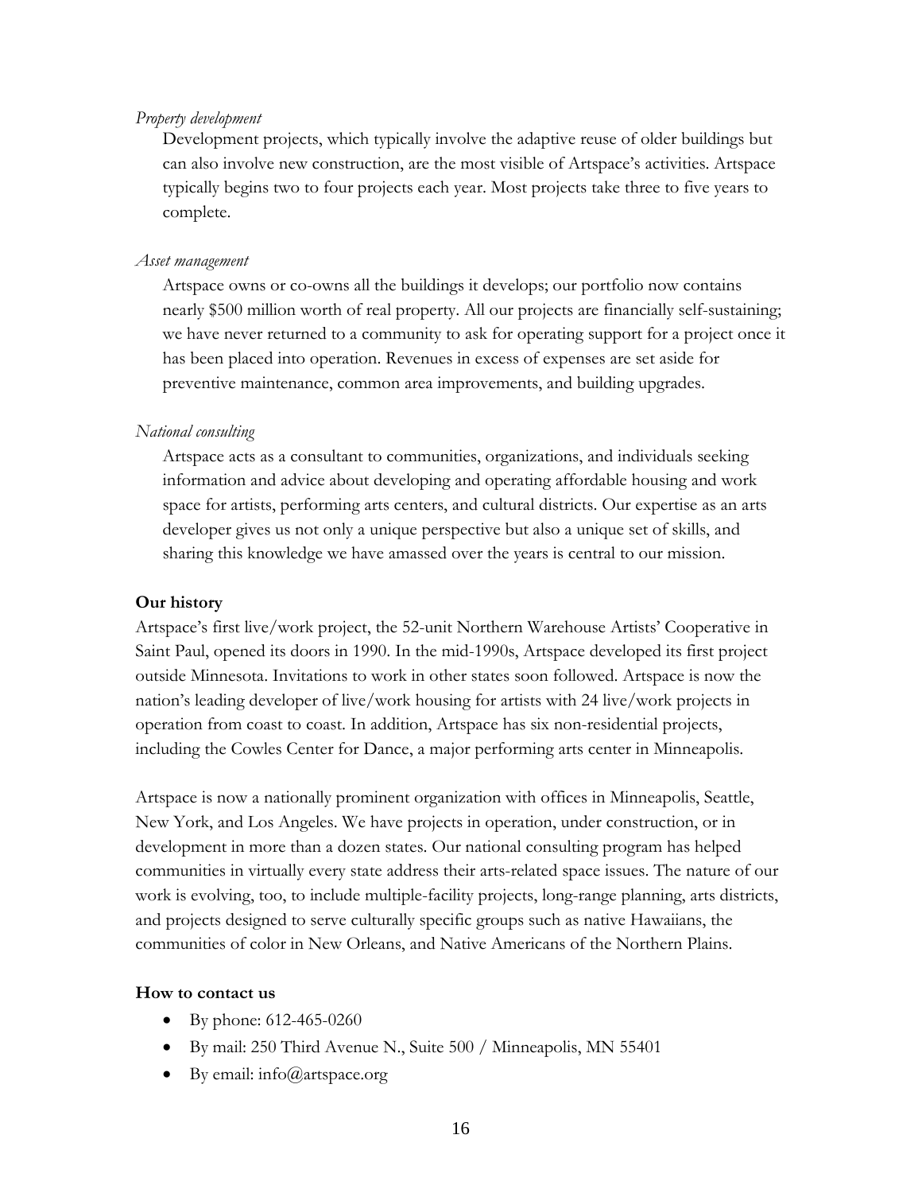*Property development*

Development projects, which typically involve the adaptive reuse of older buildings but can also involve new construction, are the most visible of Artspace's activities. Artspace typically begins two to four projects each year. Most projects take three to five years to complete.

*Asset management*

Artspace owns or co-owns all the buildings it develops; our portfolio now contains nearly $500 million worth of real property. All our projects are financially self-sustaining; we have never returned to a community to ask for operating support for a project once it has been placed into operation. Revenues in excess of expenses are set aside for preventive maintenance, common area improvements, and building upgrades.

*National consulting*

Artspace acts as a consultant to communities, organizations, and individuals seeking information and advice about developing and operating affordable housing and work space for artists, performing arts centers, and cultural districts. Our expertise as an arts developer gives us not only a unique perspective but also a unique set of skills, and sharing this knowledge we have amassed over the years is central to our mission.

**Our history**

Artspace's first live/work project, the 52-unit Northern Warehouse Artists' Cooperative in Saint Paul, opened its doors in 1990. In the mid-1990s, Artspace developed its first project outside Minnesota. Invitations to work in other states soon followed. Artspace is now the nation's leading developer of live/work housing for artists with 24 live/work projects in operation from coast to coast. In addition, Artspace has six non-residential projects, including the Cowles Center for Dance, a major performing arts center in Minneapolis.

Artspace is now a nationally prominent organization with offices in Minneapolis, Seattle, New York, and Los Angeles. We have projects in operation, under construction, or in development in more than a dozen states. Our national consulting program has helped communities in virtually every state address their arts-related space issues. The nature of our work is evolving, too, to include multiple-facility projects, long-range planning, arts districts, and projects designed to serve culturally specific groups such as native Hawaiians, the communities of color in New Orleans, and Native Americans of the Northern Plains.

**How to contact us**

- By phone: 612-465-0260
- By mail: 250 Third Avenue N., Suite 500 / Minneapolis, MN 55401
- By email: info@artspace.org